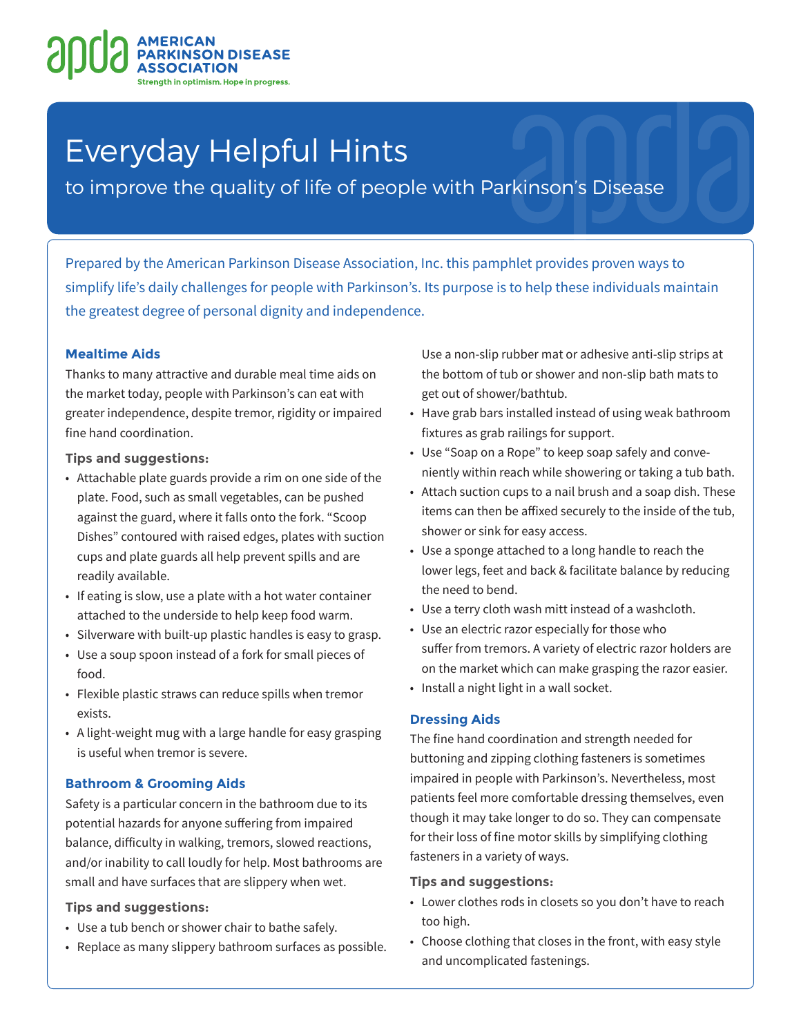AMERICAN PARKINSON DISEASE ASSOCIATION

Strength in optimism. Hope in progress.

# Everyday Helpful Hints

## to improve the quality of life of people with Parkinson's Disease

Prepared by the American Parkinson Disease Association, Inc. this pamphlet provides proven ways to simplify life's daily challenges for people with Parkinson's. Its purpose is to help these individuals maintain the greatest degree of personal dignity and independence.

### Mealtime Aids

Thanks to many attractive and durable meal time aids on the market today, people with Parkinson's can eat with greater independence, despite tremor, rigidity or impaired fine hand coordination.

**Tips and suggestions:**

- Attachable plate guards provide a rim on one side of the plate. Food, such as small vegetables, can be pushed against the guard, where it falls onto the fork. "Scoop Dishes" contoured with raised edges, plates with suction cups and plate guards all help prevent spills and are readily available.
- If eating is slow, use a plate with a hot water container attached to the underside to help keep food warm.
- Silverware with built-up plastic handles is easy to grasp.
- Use a soup spoon instead of a fork for small pieces of food.
- Flexible plastic straws can reduce spills when tremor exists.
- A light-weight mug with a large handle for easy grasping is useful when tremor is severe.

### Bathroom & Grooming Aids

Safety is a particular concern in the bathroom due to its potential hazards for anyone suffering from impaired balance, difficulty in walking, tremors, slowed reactions, and/or inability to call loudly for help. Most bathrooms are small and have surfaces that are slippery when wet.

**Tips and suggestions:**

- Use a tub bench or shower chair to bathe safely.
- Replace as many slippery bathroom surfaces as possible. Use a non-slip rubber mat or adhesive anti-slip strips at the bottom of tub or shower and non-slip bath mats to get out of shower/bathtub.
- Have grab bars installed instead of using weak bathroom fixtures as grab railings for support.
- Use "Soap on a Rope" to keep soap safely and conveniently within reach while showering or taking a tub bath.
- Attach suction cups to a nail brush and a soap dish. These items can then be affixed securely to the inside of the tub, shower or sink for easy access.
- Use a sponge attached to a long handle to reach the lower legs, feet and back & facilitate balance by reducing the need to bend.
- Use a terry cloth wash mitt instead of a washcloth.
- Use an electric razor especially for those who suffer from tremors. A variety of electric razor holders are on the market which can make grasping the razor easier.
- Install a night light in a wall socket.

### Dressing Aids

The fine hand coordination and strength needed for buttoning and zipping clothing fasteners is sometimes impaired in people with Parkinson's. Nevertheless, most patients feel more comfortable dressing themselves, even though it may take longer to do so. They can compensate for their loss of fine motor skills by simplifying clothing fasteners in a variety of ways.

**Tips and suggestions:**

- Lower clothes rods in closets so you don't have to reach too high.
- Choose clothing that closes in the front, with easy style and uncomplicated fastenings.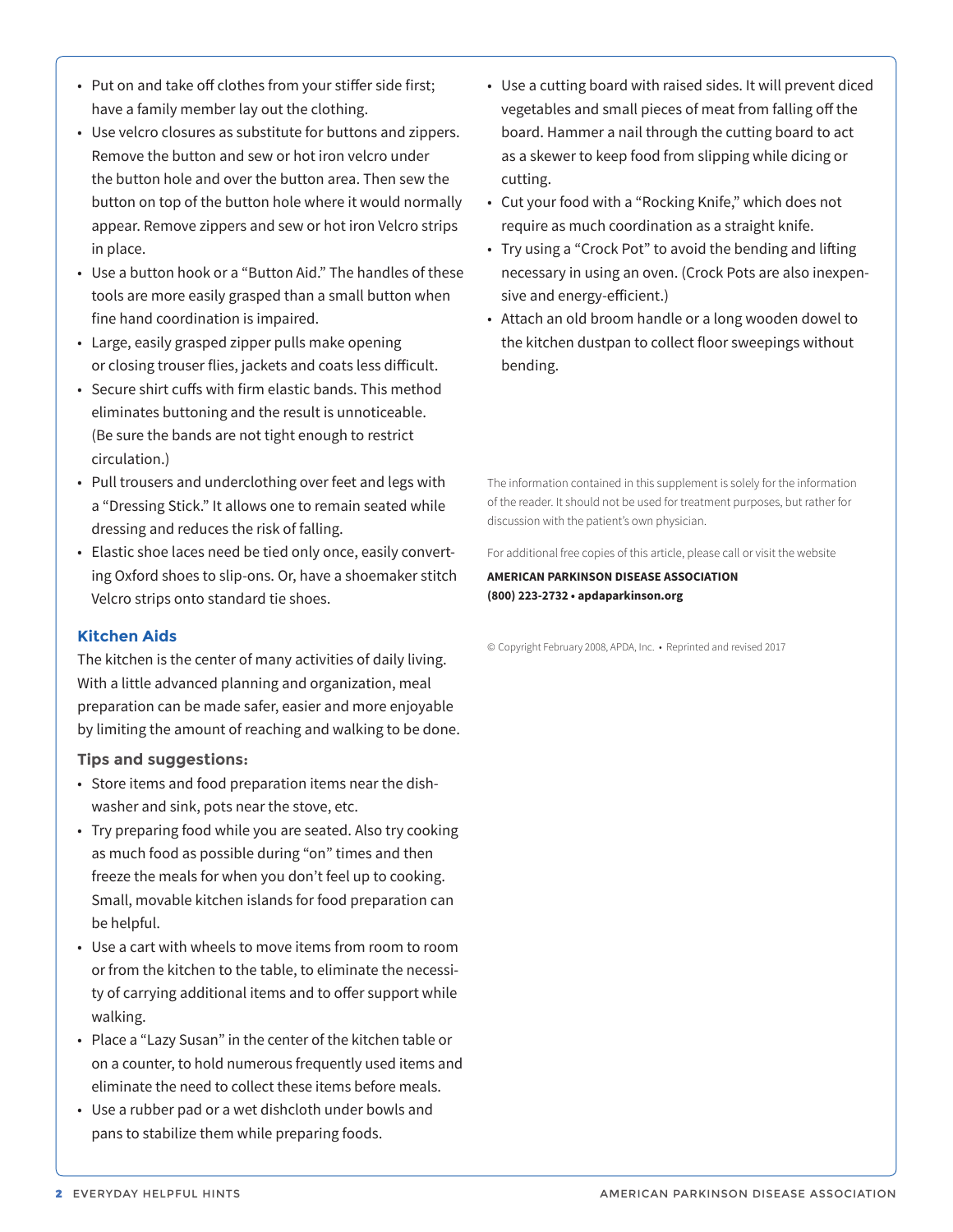- Put on and take off clothes from your stiffer side first; have a family member lay out the clothing.
- Use velcro closures as substitute for buttons and zippers. Remove the button and sew or hot iron velcro under the button hole and over the button area. Then sew the button on top of the button hole where it would normally appear. Remove zippers and sew or hot iron Velcro strips in place.
- Use a button hook or a "Button Aid." The handles of these tools are more easily grasped than a small button when fine hand coordination is impaired.
- Large, easily grasped zipper pulls make opening or closing trouser flies, jackets and coats less difficult.
- Secure shirt cuffs with firm elastic bands. This method eliminates buttoning and the result is unnoticeable. (Be sure the bands are not tight enough to restrict circulation.)
- Pull trousers and underclothing over feet and legs with a "Dressing Stick." It allows one to remain seated while dressing and reduces the risk of falling.
- Elastic shoe laces need be tied only once, easily converting Oxford shoes to slip-ons. Or, have a shoemaker stitch Velcro strips onto standard tie shoes.

### Kitchen Aids

The kitchen is the center of many activities of daily living. With a little advanced planning and organization, meal preparation can be made safer, easier and more enjoyable by limiting the amount of reaching and walking to be done.

#### Tips and suggestions:

- Store items and food preparation items near the dishwasher and sink, pots near the stove, etc.
- Try preparing food while you are seated. Also try cooking as much food as possible during "on" times and then freeze the meals for when you don't feel up to cooking. Small, movable kitchen islands for food preparation can be helpful.
- Use a cart with wheels to move items from room to room or from the kitchen to the table, to eliminate the necessity of carrying additional items and to offer support while walking.
- Place a "Lazy Susan" in the center of the kitchen table or on a counter, to hold numerous frequently used items and eliminate the need to collect these items before meals.
- Use a rubber pad or a wet dishcloth under bowls and pans to stabilize them while preparing foods.
- Use a cutting board with raised sides. It will prevent diced vegetables and small pieces of meat from falling off the board. Hammer a nail through the cutting board to act as a skewer to keep food from slipping while dicing or cutting.
- Cut your food with a "Rocking Knife," which does not require as much coordination as a straight knife.
- Try using a "Crock Pot" to avoid the bending and lifting necessary in using an oven. (Crock Pots are also inexpensive and energy-efficient.)
- Attach an old broom handle or a long wooden dowel to the kitchen dustpan to collect floor sweepings without bending.

The information contained in this supplement is solely for the information of the reader. It should not be used for treatment purposes, but rather for discussion with the patient's own physician.

For additional free copies of this article, please call or visit the website

**AMERICAN PARKINSON DISEASE ASSOCIATION**
**(800) 223-2732 • apdaparkinson.org**

© Copyright February 2008, APDA, Inc. • Reprinted and revised 2017